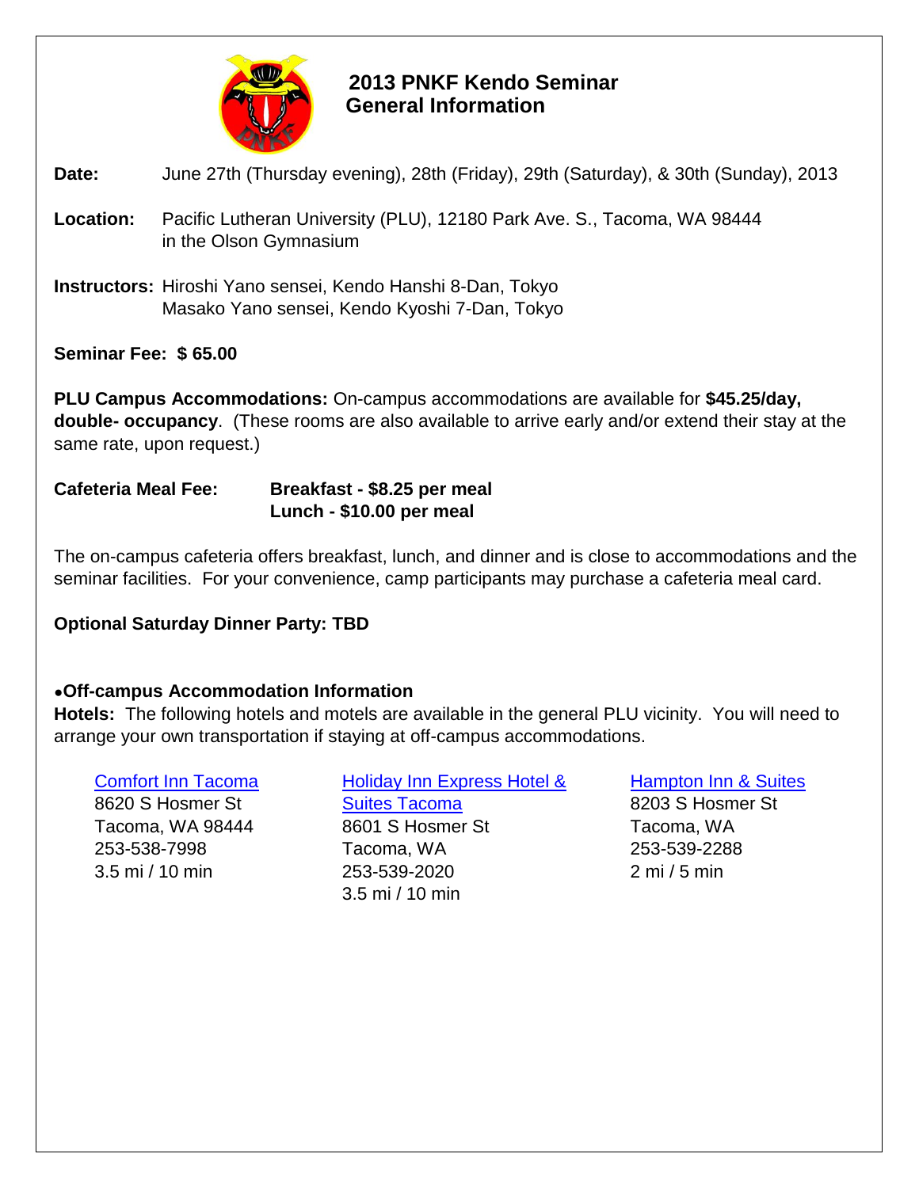# 2013 PNKF Kendo Seminar
## General Information

**Date:** June 27th (Thursday evening), 28th (Friday), 29th (Saturday), & 30th (Sunday), 2013

**Location:** Pacific Lutheran University (PLU), 12180 Park Ave. S., Tacoma, WA 98444
in the Olson Gymnasium

**Instructors:** Hiroshi Yano sensei, Kendo Hanshi 8-Dan, Tokyo
Masako Yano sensei, Kendo Kyoshi 7-Dan, Tokyo

**Seminar Fee: $ 65.00**

**PLU Campus Accommodations:** On-campus accommodations are available for **$45.25/day, double- occupancy**. (These rooms are also available to arrive early and/or extend their stay at the same rate, upon request.)

**Cafeteria Meal Fee:** **Breakfast - $8.25 per meal**
**Lunch - $10.00 per meal**

The on-campus cafeteria offers breakfast, lunch, and dinner and is close to accommodations and the seminar facilities. For your convenience, camp participants may purchase a cafeteria meal card.

**Optional Saturday Dinner Party: TBD**

- **Off-campus Accommodation Information**

**Hotels:** The following hotels and motels are available in the general PLU vicinity. You will need to arrange your own transportation if staying at off-campus accommodations.

Comfort Inn Tacoma
8620 S Hosmer St
Tacoma, WA 98444
253-538-7998
3.5 mi / 10 min

Holiday Inn Express Hotel & Suites Tacoma
8601 S Hosmer St
Tacoma, WA
253-539-2020
3.5 mi / 10 min

Hampton Inn & Suites
8203 S Hosmer St
Tacoma, WA
253-539-2288
2 mi / 5 min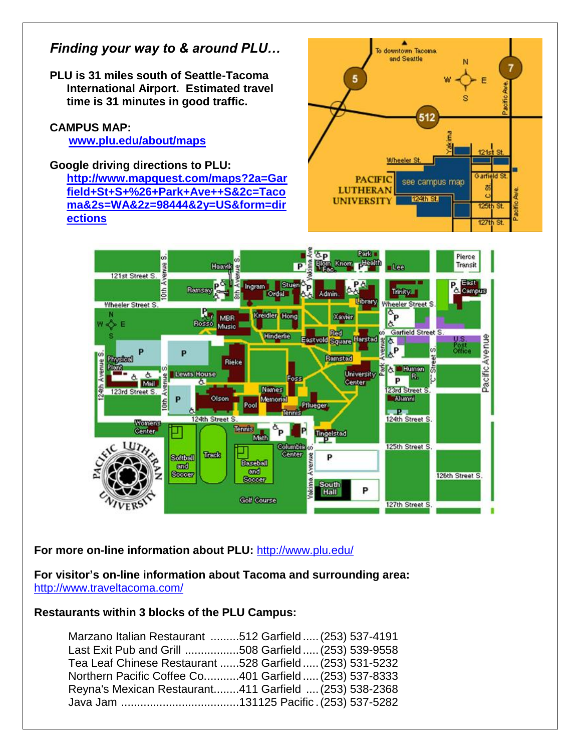*Finding your way to & around PLU…*

**PLU is 31 miles south of Seattle-Tacoma International Airport. Estimated travel time is 31 minutes in good traffic.**

**CAMPUS MAP:**
[www.plu.edu/about/maps](www.plu.edu/about/maps)

**Google driving directions to PLU:**
[http://www.mapquest.com/maps?2a=Garfield+St+S+%26+Park+Ave++S&2c=Tacoma&2s=WA&2z=98444&2y=US&form=directions](http://www.mapquest.com/maps?2a=Garfield+St+S+%26+Park+Ave++S&2c=Tacoma&2s=WA&2z=98444&2y=US&form=directions)

**For more on-line information about PLU:** [http://www.plu.edu/](http://www.plu.edu/)

**For visitor's on-line information about Tacoma and surrounding area:**
[http://www.traveltacoma.com/](http://www.traveltacoma.com/)

**Restaurants within 3 blocks of the PLU Campus:**

| | | |
|---|---|---|
| Marzano Italian Restaurant | 512 Garfield | (253) 537-4191 |
| Last Exit Pub and Grill | 508 Garfield | (253) 539-9558 |
| Tea Leaf Chinese Restaurant | 528 Garfield | (253) 531-5232 |
| Northern Pacific Coffee Co. | 401 Garfield | (253) 537-8333 |
| Reyna's Mexican Restaurant | 411 Garfield | (253) 538-2368 |
| Java Jam | 131125 Pacific | (253) 537-5282 |